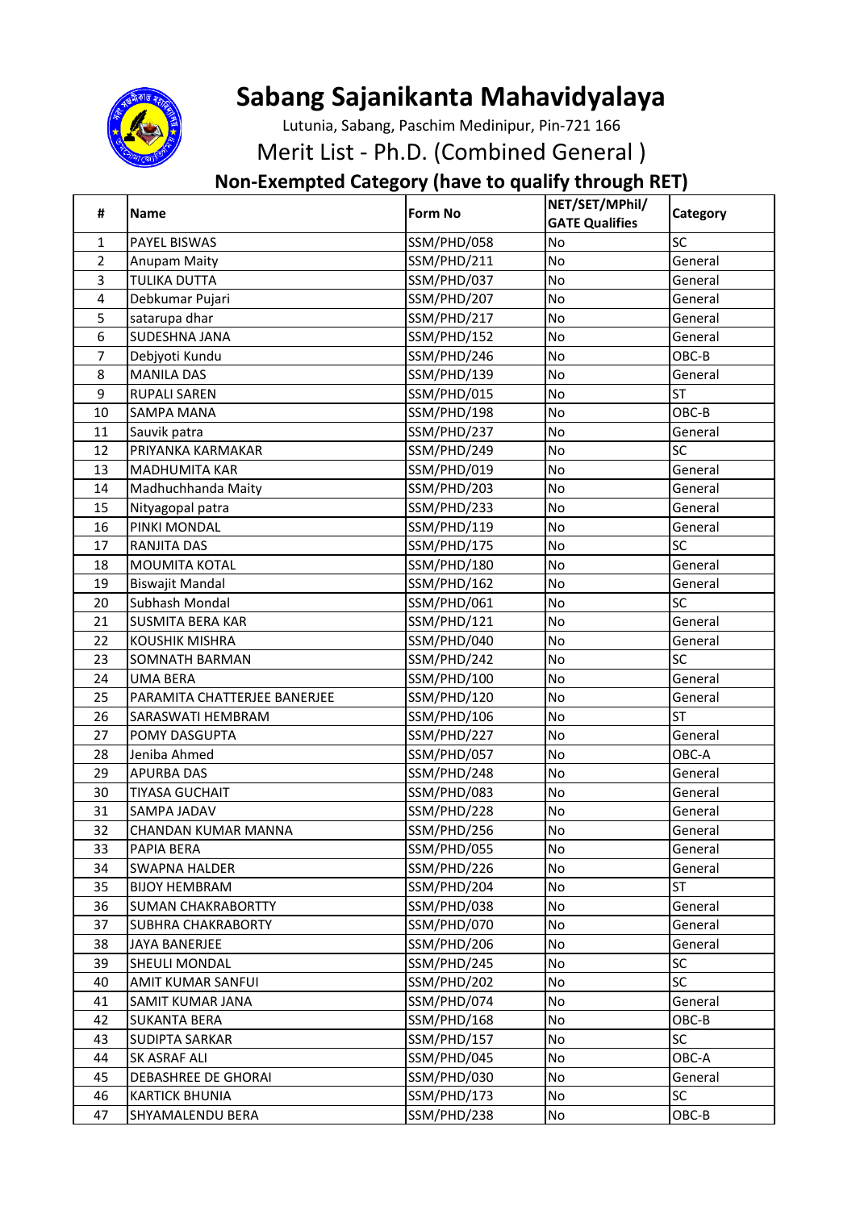# Sabang Sajanikanta Mahavidyalaya

Lutunia, Sabang, Paschim Medinipur, Pin-721 166

## Merit List - Ph.D. (Combined General )

### Non-Exempted Category (have to qualify through RET)

| # | Name | Form No | NET/SET/MPhil/ GATE Qualifies | Category |
|---|---|---|---|---|
| 1 | PAYEL BISWAS | SSM/PHD/058 | No | SC |
| 2 | Anupam Maity | SSM/PHD/211 | No | General |
| 3 | TULIKA DUTTA | SSM/PHD/037 | No | General |
| 4 | Debkumar Pujari | SSM/PHD/207 | No | General |
| 5 | satarupa dhar | SSM/PHD/217 | No | General |
| 6 | SUDESHNA JANA | SSM/PHD/152 | No | General |
| 7 | Debjyoti Kundu | SSM/PHD/246 | No | OBC-B |
| 8 | MANILA DAS | SSM/PHD/139 | No | General |
| 9 | RUPALI SAREN | SSM/PHD/015 | No | ST |
| 10 | SAMPA MANA | SSM/PHD/198 | No | OBC-B |
| 11 | Sauvik patra | SSM/PHD/237 | No | General |
| 12 | PRIYANKA KARMAKAR | SSM/PHD/249 | No | SC |
| 13 | MADHUMITA KAR | SSM/PHD/019 | No | General |
| 14 | Madhuchhanda Maity | SSM/PHD/203 | No | General |
| 15 | Nityagopal patra | SSM/PHD/233 | No | General |
| 16 | PINKI MONDAL | SSM/PHD/119 | No | General |
| 17 | RANJITA DAS | SSM/PHD/175 | No | SC |
| 18 | MOUMITA KOTAL | SSM/PHD/180 | No | General |
| 19 | Biswajit Mandal | SSM/PHD/162 | No | General |
| 20 | Subhash Mondal | SSM/PHD/061 | No | SC |
| 21 | SUSMITA BERA KAR | SSM/PHD/121 | No | General |
| 22 | KOUSHIK MISHRA | SSM/PHD/040 | No | General |
| 23 | SOMNATH BARMAN | SSM/PHD/242 | No | SC |
| 24 | UMA BERA | SSM/PHD/100 | No | General |
| 25 | PARAMITA CHATTERJEE BANERJEE | SSM/PHD/120 | No | General |
| 26 | SARASWATI HEMBRAM | SSM/PHD/106 | No | ST |
| 27 | POMY DASGUPTA | SSM/PHD/227 | No | General |
| 28 | Jeniba Ahmed | SSM/PHD/057 | No | OBC-A |
| 29 | APURBA DAS | SSM/PHD/248 | No | General |
| 30 | TIYASA GUCHAIT | SSM/PHD/083 | No | General |
| 31 | SAMPA JADAV | SSM/PHD/228 | No | General |
| 32 | CHANDAN KUMAR MANNA | SSM/PHD/256 | No | General |
| 33 | PAPIA BERA | SSM/PHD/055 | No | General |
| 34 | SWAPNA HALDER | SSM/PHD/226 | No | General |
| 35 | BIJOY HEMBRAM | SSM/PHD/204 | No | ST |
| 36 | SUMAN CHAKRABORTTY | SSM/PHD/038 | No | General |
| 37 | SUBHRA CHAKRABORTY | SSM/PHD/070 | No | General |
| 38 | JAYA BANERJEE | SSM/PHD/206 | No | General |
| 39 | SHEULI MONDAL | SSM/PHD/245 | No | SC |
| 40 | AMIT KUMAR SANFUI | SSM/PHD/202 | No | SC |
| 41 | SAMIT KUMAR JANA | SSM/PHD/074 | No | General |
| 42 | SUKANTA BERA | SSM/PHD/168 | No | OBC-B |
| 43 | SUDIPTA SARKAR | SSM/PHD/157 | No | SC |
| 44 | SK ASRAF ALI | SSM/PHD/045 | No | OBC-A |
| 45 | DEBASHREE DE GHORAI | SSM/PHD/030 | No | General |
| 46 | KARTICK BHUNIA | SSM/PHD/173 | No | SC |
| 47 | SHYAMALENDU BERA | SSM/PHD/238 | No | OBC-B |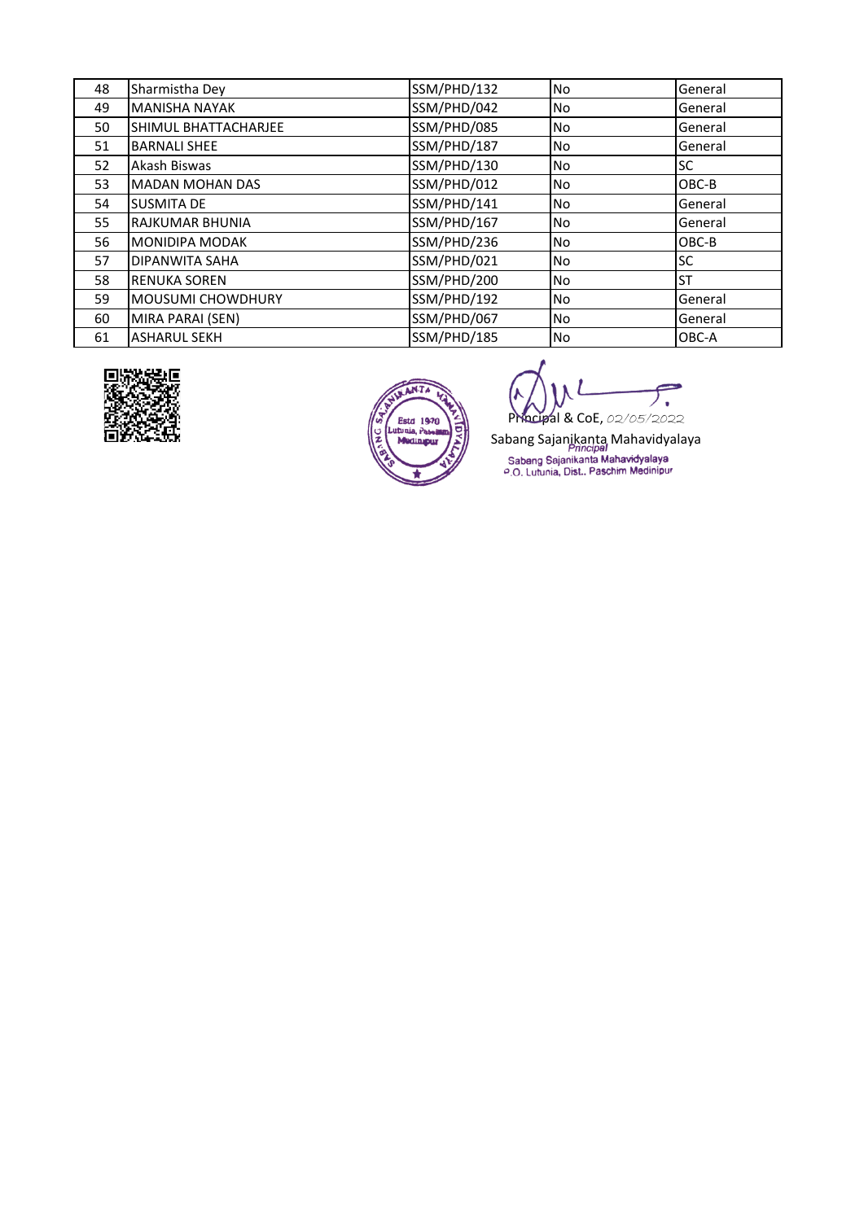| | | | | |
|---|---|---|---|---|
| 48 | Sharmistha Dey | SSM/PHD/132 | No | General |
| 49 | MANISHA NAYAK | SSM/PHD/042 | No | General |
| 50 | SHIMUL BHATTACHARJEE | SSM/PHD/085 | No | General |
| 51 | BARNALI SHEE | SSM/PHD/187 | No | General |
| 52 | Akash Biswas | SSM/PHD/130 | No | SC |
| 53 | MADAN MOHAN DAS | SSM/PHD/012 | No | OBC-B |
| 54 | SUSMITA DE | SSM/PHD/141 | No | General |
| 55 | RAJKUMAR BHUNIA | SSM/PHD/167 | No | General |
| 56 | MONIDIPA MODAK | SSM/PHD/236 | No | OBC-B |
| 57 | DIPANWITA SAHA | SSM/PHD/021 | No | SC |
| 58 | RENUKA SOREN | SSM/PHD/200 | No | ST |
| 59 | MOUSUMI CHOWDHURY | SSM/PHD/192 | No | General |
| 60 | MIRA PARAI (SEN) | SSM/PHD/067 | No | General |
| 61 | ASHARUL SEKH | SSM/PHD/185 | No | OBC-A |

Principal & CoE, 02/05/2022
Sabang Sajanikanta Mahavidyalaya

Principal
Sabang Sajanikanta Mahavidyalaya
P.O. Lutunia, Dist.. Paschim Medinipur